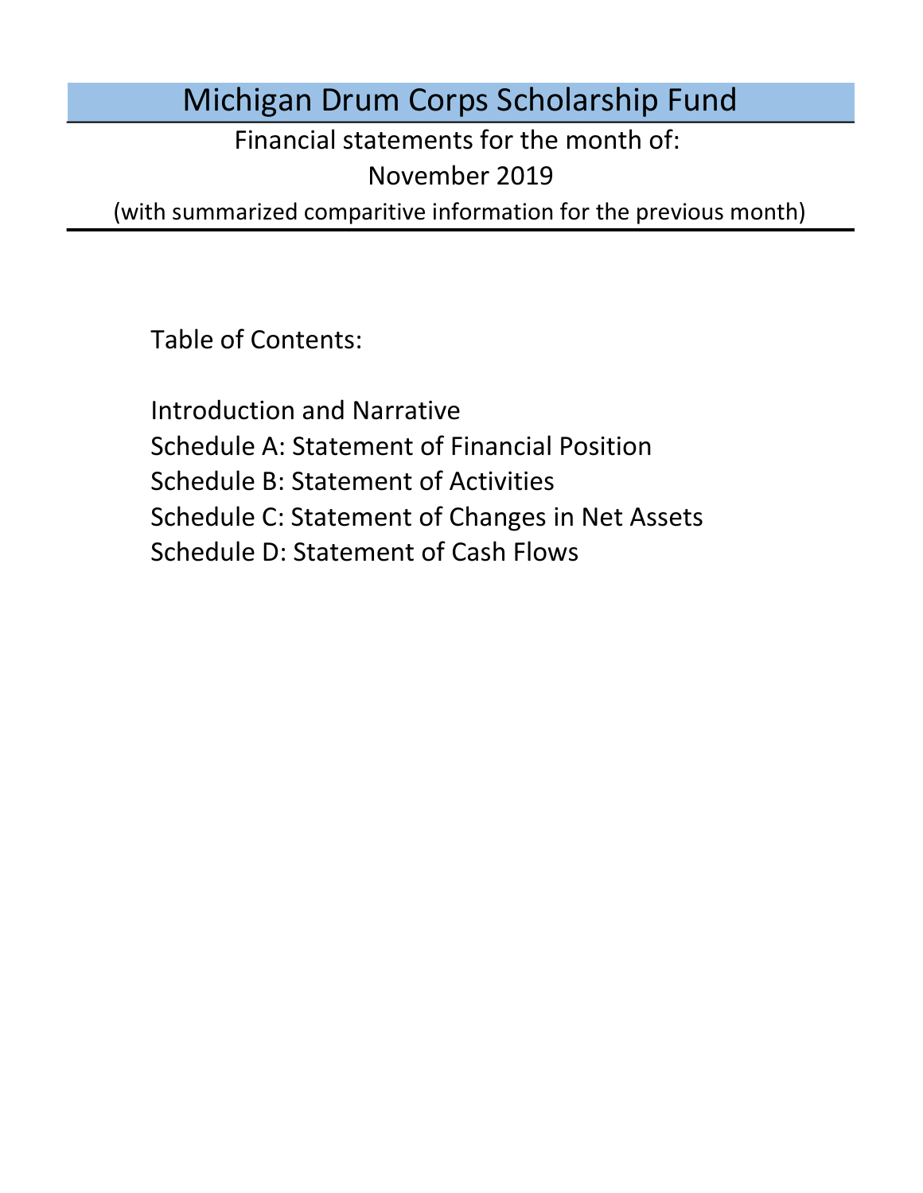# Michigan Drum Corps Scholarship Fund

Financial statements for the month of:

November 2019

(with summarized comparitive information for the previous month)

Table of Contents:

Introduction and Narrative

Schedule A: Statement of Financial Position

Schedule B: Statement of Activities

Schedule C: Statement of Changes in Net Assets

Schedule D: Statement of Cash Flows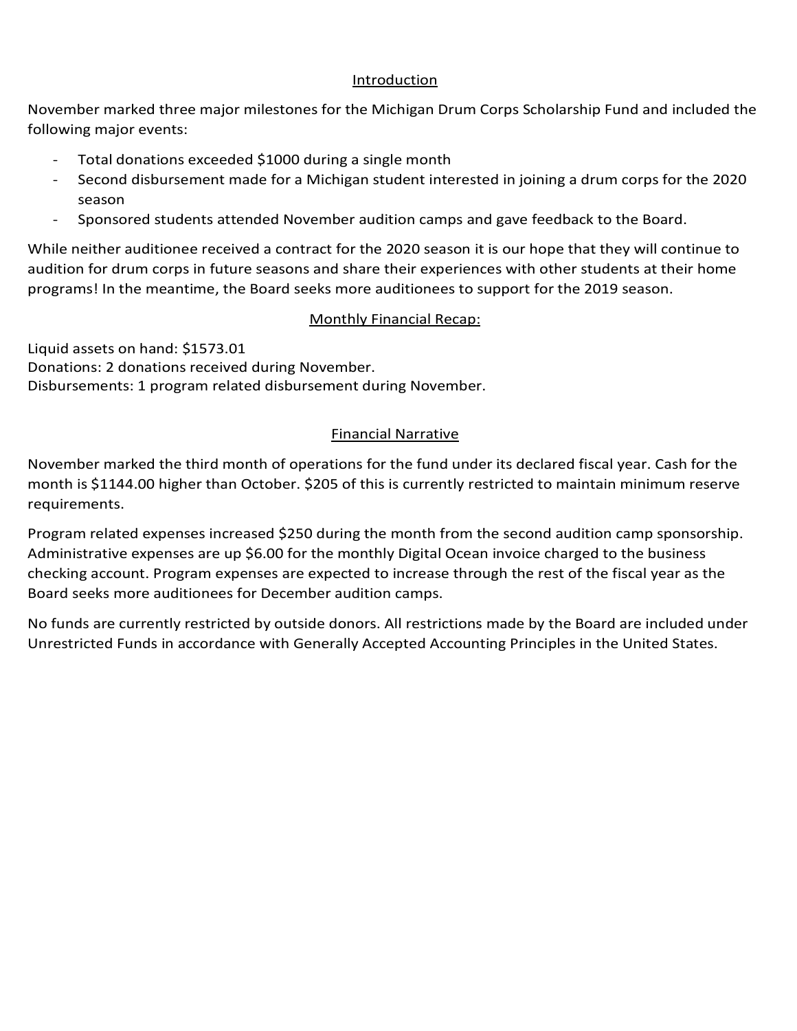## Introduction

November marked three major milestones for the Michigan Drum Corps Scholarship Fund and included the following major events:

- Total donations exceeded $1000 during a single month
- Second disbursement made for a Michigan student interested in joining a drum corps for the 2020 season
- Sponsored students attended November audition camps and gave feedback to the Board.

While neither auditionee received a contract for the 2020 season it is our hope that they will continue to audition for drum corps in future seasons and share their experiences with other students at their home programs! In the meantime, the Board seeks more auditionees to support for the 2019 season.

## Monthly Financial Recap:

Liquid assets on hand: $1573.01
Donations: 2 donations received during November.
Disbursements: 1 program related disbursement during November.

## Financial Narrative

November marked the third month of operations for the fund under its declared fiscal year. Cash for the month is $1144.00 higher than October. $205 of this is currently restricted to maintain minimum reserve requirements.

Program related expenses increased $250 during the month from the second audition camp sponsorship. Administrative expenses are up $6.00 for the monthly Digital Ocean invoice charged to the business checking account. Program expenses are expected to increase through the rest of the fiscal year as the Board seeks more auditionees for December audition camps.

No funds are currently restricted by outside donors. All restrictions made by the Board are included under Unrestricted Funds in accordance with Generally Accepted Accounting Principles in the United States.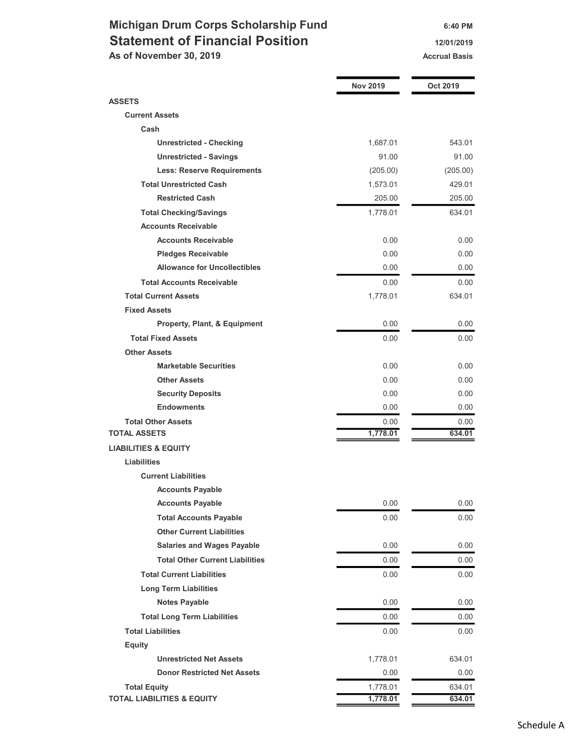# Michigan Drum Corps Scholarship Fund

## Statement of Financial Position

**As of November 30, 2019**

6:40 PM
12/01/2019
Accrual Basis

| | Nov 2019 | Oct 2019 |
|---|---|---|
| **ASSETS** | | |
| **Current Assets** | | |
| **Cash** | | |
| **Unrestricted - Checking** | 1,687.01 | 543.01 |
| **Unrestricted - Savings** | 91.00 | 91.00 |
| **Less: Reserve Requirements** | (205.00) | (205.00) |
| **Total Unrestricted Cash** | 1,573.01 | 429.01 |
| **Restricted Cash** | 205.00 | 205.00 |
| **Total Checking/Savings** | 1,778.01 | 634.01 |
| **Accounts Receivable** | | |
| **Accounts Receivable** | 0.00 | 0.00 |
| **Pledges Receivable** | 0.00 | 0.00 |
| **Allowance for Uncollectibles** | 0.00 | 0.00 |
| **Total Accounts Receivable** | 0.00 | 0.00 |
| **Total Current Assets** | 1,778.01 | 634.01 |
| **Fixed Assets** | | |
| **Property, Plant, & Equipment** | 0.00 | 0.00 |
| **Total Fixed Assets** | 0.00 | 0.00 |
| **Other Assets** | | |
| **Marketable Securities** | 0.00 | 0.00 |
| **Other Assets** | 0.00 | 0.00 |
| **Security Deposits** | 0.00 | 0.00 |
| **Endowments** | 0.00 | 0.00 |
| **Total Other Assets** | 0.00 | 0.00 |
| **TOTAL ASSETS** | **1,778.01** | **634.01** |
| **LIABILITIES & EQUITY** | | |
| **Liabilities** | | |
| **Current Liabilities** | | |
| **Accounts Payable** | | |
| **Accounts Payable** | 0.00 | 0.00 |
| **Total Accounts Payable** | 0.00 | 0.00 |
| **Other Current Liabilities** | | |
| **Salaries and Wages Payable** | 0.00 | 0.00 |
| **Total Other Current Liabilities** | 0.00 | 0.00 |
| **Total Current Liabilities** | 0.00 | 0.00 |
| **Long Term Liabilities** | | |
| **Notes Payable** | 0.00 | 0.00 |
| **Total Long Term Liabilities** | 0.00 | 0.00 |
| **Total Liabilities** | 0.00 | 0.00 |
| **Equity** | | |
| **Unrestricted Net Assets** | 1,778.01 | 634.01 |
| **Donor Restricted Net Assets** | 0.00 | 0.00 |
| **Total Equity** | 1,778.01 | 634.01 |
| **TOTAL LIABILITIES & EQUITY** | **1,778.01** | **634.01** |

Schedule A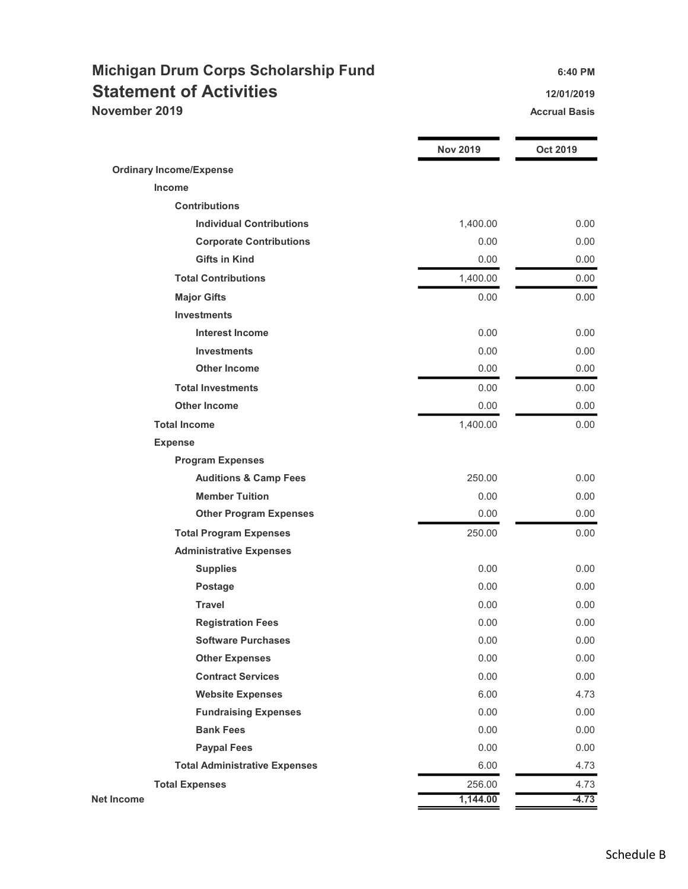# Michigan Drum Corps Scholarship Fund

## Statement of Activities

**November 2019**

6:40 PM
12/01/2019
Accrual Basis

| | Nov 2019 | Oct 2019 |
|---|---|---|
| **Ordinary Income/Expense** | | |
| **Income** | | |
| **Contributions** | | |
| **Individual Contributions** | 1,400.00 | 0.00 |
| **Corporate Contributions** | 0.00 | 0.00 |
| **Gifts in Kind** | 0.00 | 0.00 |
| **Total Contributions** | 1,400.00 | 0.00 |
| **Major Gifts** | 0.00 | 0.00 |
| **Investments** | | |
| **Interest Income** | 0.00 | 0.00 |
| **Investments** | 0.00 | 0.00 |
| **Other Income** | 0.00 | 0.00 |
| **Total Investments** | 0.00 | 0.00 |
| **Other Income** | 0.00 | 0.00 |
| **Total Income** | 1,400.00 | 0.00 |
| **Expense** | | |
| **Program Expenses** | | |
| **Auditions & Camp Fees** | 250.00 | 0.00 |
| **Member Tuition** | 0.00 | 0.00 |
| **Other Program Expenses** | 0.00 | 0.00 |
| **Total Program Expenses** | 250.00 | 0.00 |
| **Administrative Expenses** | | |
| **Supplies** | 0.00 | 0.00 |
| **Postage** | 0.00 | 0.00 |
| **Travel** | 0.00 | 0.00 |
| **Registration Fees** | 0.00 | 0.00 |
| **Software Purchases** | 0.00 | 0.00 |
| **Other Expenses** | 0.00 | 0.00 |
| **Contract Services** | 0.00 | 0.00 |
| **Website Expenses** | 6.00 | 4.73 |
| **Fundraising Expenses** | 0.00 | 0.00 |
| **Bank Fees** | 0.00 | 0.00 |
| **Paypal Fees** | 0.00 | 0.00 |
| **Total Administrative Expenses** | 6.00 | 4.73 |
| **Total Expenses** | 256.00 | 4.73 |
| **Net Income** | **1,144.00** | **-4.73** |

Schedule B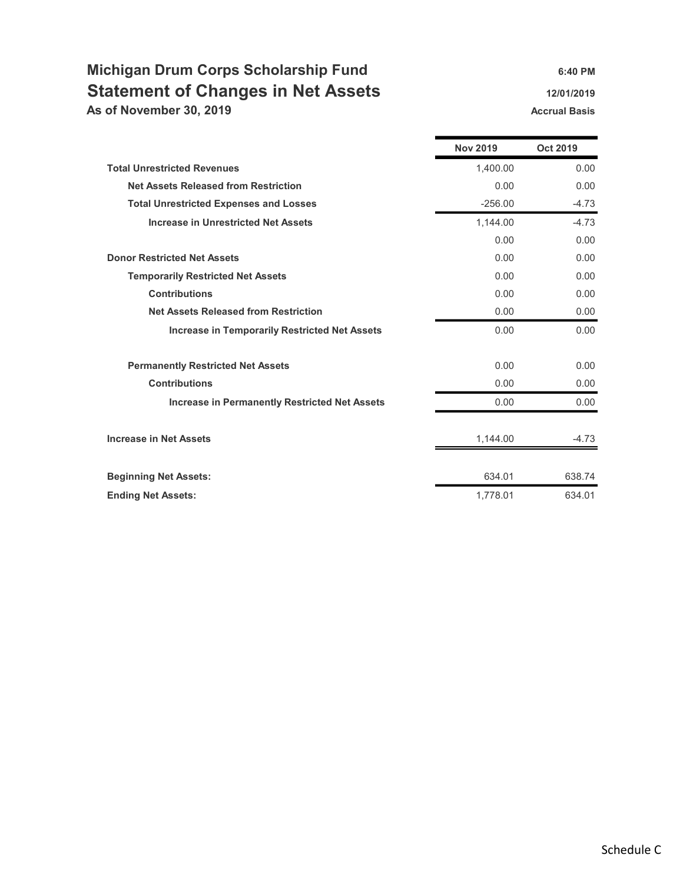# Michigan Drum Corps Scholarship Fund

## Statement of Changes in Net Assets

**As of November 30, 2019**

**6:40 PM**
**12/01/2019**
**Accrual Basis**

| | Nov 2019 | Oct 2019 |
|---|---|---|
| **Total Unrestricted Revenues** | 1,400.00 | 0.00 |
| **Net Assets Released from Restriction** | 0.00 | 0.00 |
| **Total Unrestricted Expenses and Losses** | -256.00 | -4.73 |
| **Increase in Unrestricted Net Assets** | 1,144.00 | -4.73 |
| | 0.00 | 0.00 |
| **Donor Restricted Net Assets** | 0.00 | 0.00 |
| **Temporarily Restricted Net Assets** | 0.00 | 0.00 |
| **Contributions** | 0.00 | 0.00 |
| **Net Assets Released from Restriction** | 0.00 | 0.00 |
| **Increase in Temporarily Restricted Net Assets** | 0.00 | 0.00 |
| | | |
| **Permanently Restricted Net Assets** | 0.00 | 0.00 |
| **Contributions** | 0.00 | 0.00 |
| **Increase in Permanently Restricted Net Assets** | 0.00 | 0.00 |
| | | |
| **Increase in Net Assets** | 1,144.00 | -4.73 |
| | | |
| **Beginning Net Assets:** | 634.01 | 638.74 |
| **Ending Net Assets:** | 1,778.01 | 634.01 |

Schedule C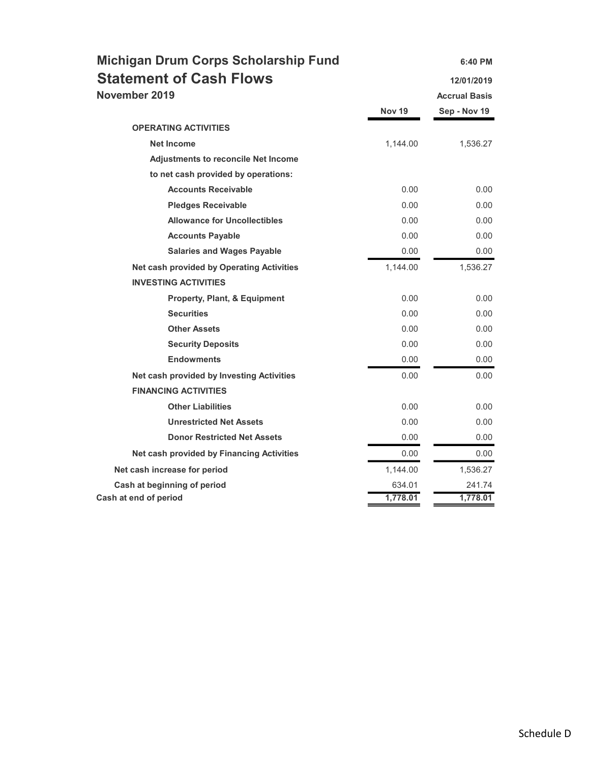# Michigan Drum Corps Scholarship Fund

## Statement of Cash Flows

**November 2019**

6:40 PM
12/01/2019
Accrual Basis

| | Nov 19 | Sep - Nov 19 |
|---|---|---|
| **OPERATING ACTIVITIES** | | |
| **Net Income** | 1,144.00 | 1,536.27 |
| **Adjustments to reconcile Net Income to net cash provided by operations:** | | |
| **Accounts Receivable** | 0.00 | 0.00 |
| **Pledges Receivable** | 0.00 | 0.00 |
| **Allowance for Uncollectibles** | 0.00 | 0.00 |
| **Accounts Payable** | 0.00 | 0.00 |
| **Salaries and Wages Payable** | 0.00 | 0.00 |
| **Net cash provided by Operating Activities** | 1,144.00 | 1,536.27 |
| **INVESTING ACTIVITIES** | | |
| **Property, Plant, & Equipment** | 0.00 | 0.00 |
| **Securities** | 0.00 | 0.00 |
| **Other Assets** | 0.00 | 0.00 |
| **Security Deposits** | 0.00 | 0.00 |
| **Endowments** | 0.00 | 0.00 |
| **Net cash provided by Investing Activities** | 0.00 | 0.00 |
| **FINANCING ACTIVITIES** | | |
| **Other Liabilities** | 0.00 | 0.00 |
| **Unrestricted Net Assets** | 0.00 | 0.00 |
| **Donor Restricted Net Assets** | 0.00 | 0.00 |
| **Net cash provided by Financing Activities** | 0.00 | 0.00 |
| **Net cash increase for period** | 1,144.00 | 1,536.27 |
| **Cash at beginning of period** | 634.01 | 241.74 |
| **Cash at end of period** | **1,778.01** | **1,778.01** |

Schedule D